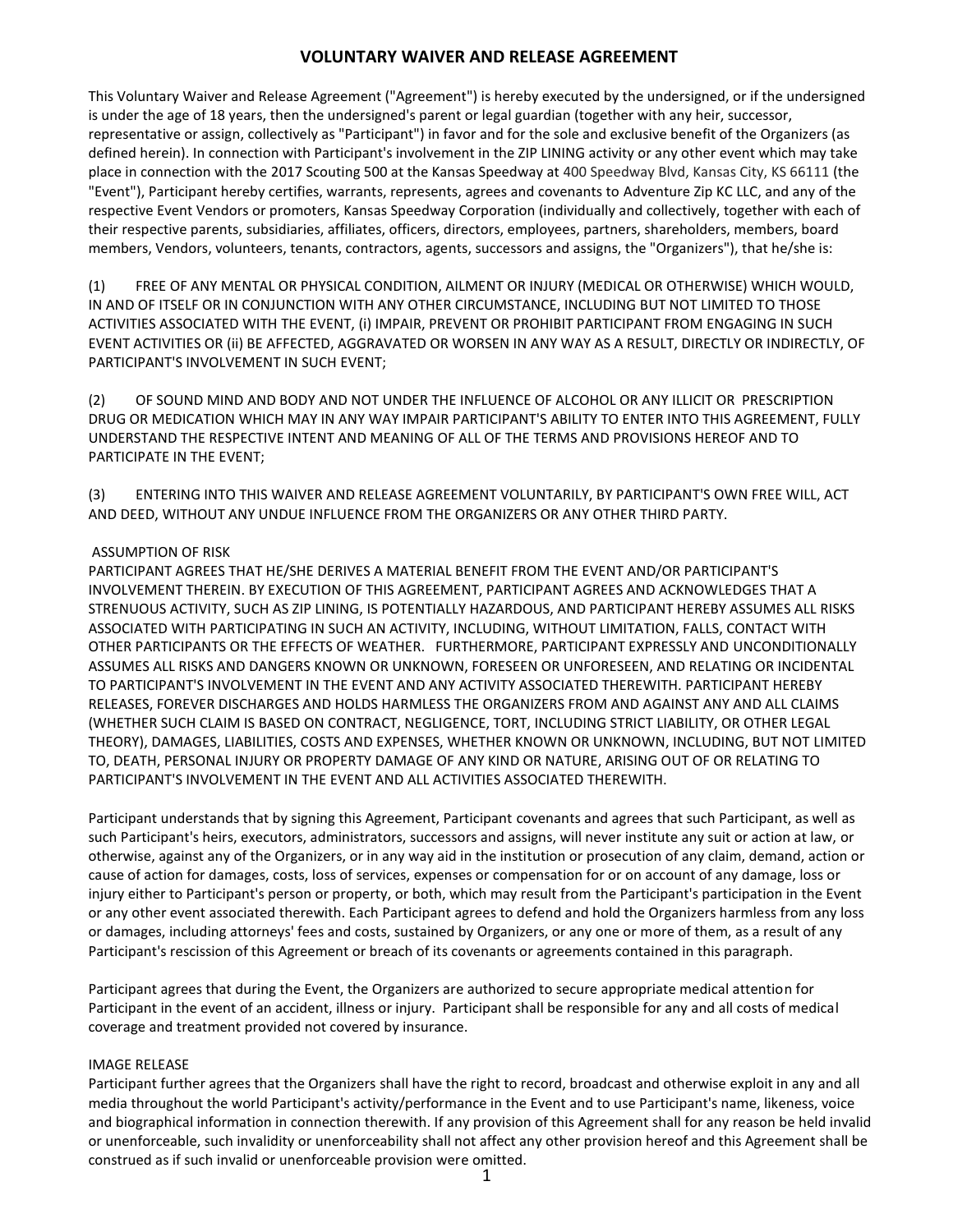# VOLUNTARY WAIVER AND RELEASE AGREEMENT

This Voluntary Waiver and Release Agreement ("Agreement") is hereby executed by the undersigned, or if the undersigned is under the age of 18 years, then the undersigned's parent or legal guardian (together with any heir, successor, representative or assign, collectively as "Participant") in favor and for the sole and exclusive benefit of the Organizers (as defined herein). In connection with Participant's involvement in the ZIP LINING activity or any other event which may take place in connection with the 2017 Scouting 500 at the Kansas Speedway at 400 Speedway Blvd, Kansas City, KS 66111 (the "Event"), Participant hereby certifies, warrants, represents, agrees and covenants to Adventure Zip KC LLC, and any of the respective Event Vendors or promoters, Kansas Speedway Corporation (individually and collectively, together with each of their respective parents, subsidiaries, affiliates, officers, directors, employees, partners, shareholders, members, board members, Vendors, volunteers, tenants, contractors, agents, successors and assigns, the "Organizers"), that he/she is:

(1) FREE OF ANY MENTAL OR PHYSICAL CONDITION, AILMENT OR INJURY (MEDICAL OR OTHERWISE) WHICH WOULD, IN AND OF ITSELF OR IN CONJUNCTION WITH ANY OTHER CIRCUMSTANCE, INCLUDING BUT NOT LIMITED TO THOSE ACTIVITIES ASSOCIATED WITH THE EVENT, (i) IMPAIR, PREVENT OR PROHIBIT PARTICIPANT FROM ENGAGING IN SUCH EVENT ACTIVITIES OR (ii) BE AFFECTED, AGGRAVATED OR WORSEN IN ANY WAY AS A RESULT, DIRECTLY OR INDIRECTLY, OF PARTICIPANT'S INVOLVEMENT IN SUCH EVENT;

(2) OF SOUND MIND AND BODY AND NOT UNDER THE INFLUENCE OF ALCOHOL OR ANY ILLICIT OR PRESCRIPTION DRUG OR MEDICATION WHICH MAY IN ANY WAY IMPAIR PARTICIPANT'S ABILITY TO ENTER INTO THIS AGREEMENT, FULLY UNDERSTAND THE RESPECTIVE INTENT AND MEANING OF ALL OF THE TERMS AND PROVISIONS HEREOF AND TO PARTICIPATE IN THE EVENT;

(3) ENTERING INTO THIS WAIVER AND RELEASE AGREEMENT VOLUNTARILY, BY PARTICIPANT'S OWN FREE WILL, ACT AND DEED, WITHOUT ANY UNDUE INFLUENCE FROM THE ORGANIZERS OR ANY OTHER THIRD PARTY.

ASSUMPTION OF RISK

PARTICIPANT AGREES THAT HE/SHE DERIVES A MATERIAL BENEFIT FROM THE EVENT AND/OR PARTICIPANT'S INVOLVEMENT THEREIN. BY EXECUTION OF THIS AGREEMENT, PARTICIPANT AGREES AND ACKNOWLEDGES THAT A STRENUOUS ACTIVITY, SUCH AS ZIP LINING, IS POTENTIALLY HAZARDOUS, AND PARTICIPANT HEREBY ASSUMES ALL RISKS ASSOCIATED WITH PARTICIPATING IN SUCH AN ACTIVITY, INCLUDING, WITHOUT LIMITATION, FALLS, CONTACT WITH OTHER PARTICIPANTS OR THE EFFECTS OF WEATHER. FURTHERMORE, PARTICIPANT EXPRESSLY AND UNCONDITIONALLY ASSUMES ALL RISKS AND DANGERS KNOWN OR UNKNOWN, FORESEEN OR UNFORESEEN, AND RELATING OR INCIDENTAL TO PARTICIPANT'S INVOLVEMENT IN THE EVENT AND ANY ACTIVITY ASSOCIATED THEREWITH. PARTICIPANT HEREBY RELEASES, FOREVER DISCHARGES AND HOLDS HARMLESS THE ORGANIZERS FROM AND AGAINST ANY AND ALL CLAIMS (WHETHER SUCH CLAIM IS BASED ON CONTRACT, NEGLIGENCE, TORT, INCLUDING STRICT LIABILITY, OR OTHER LEGAL THEORY), DAMAGES, LIABILITIES, COSTS AND EXPENSES, WHETHER KNOWN OR UNKNOWN, INCLUDING, BUT NOT LIMITED TO, DEATH, PERSONAL INJURY OR PROPERTY DAMAGE OF ANY KIND OR NATURE, ARISING OUT OF OR RELATING TO PARTICIPANT'S INVOLVEMENT IN THE EVENT AND ALL ACTIVITIES ASSOCIATED THEREWITH.

Participant understands that by signing this Agreement, Participant covenants and agrees that such Participant, as well as such Participant's heirs, executors, administrators, successors and assigns, will never institute any suit or action at law, or otherwise, against any of the Organizers, or in any way aid in the institution or prosecution of any claim, demand, action or cause of action for damages, costs, loss of services, expenses or compensation for or on account of any damage, loss or injury either to Participant's person or property, or both, which may result from the Participant's participation in the Event or any other event associated therewith. Each Participant agrees to defend and hold the Organizers harmless from any loss or damages, including attorneys' fees and costs, sustained by Organizers, or any one or more of them, as a result of any Participant's rescission of this Agreement or breach of its covenants or agreements contained in this paragraph.

Participant agrees that during the Event, the Organizers are authorized to secure appropriate medical attention for Participant in the event of an accident, illness or injury. Participant shall be responsible for any and all costs of medical coverage and treatment provided not covered by insurance.

IMAGE RELEASE

Participant further agrees that the Organizers shall have the right to record, broadcast and otherwise exploit in any and all media throughout the world Participant's activity/performance in the Event and to use Participant's name, likeness, voice and biographical information in connection therewith. If any provision of this Agreement shall for any reason be held invalid or unenforceable, such invalidity or unenforceability shall not affect any other provision hereof and this Agreement shall be construed as if such invalid or unenforceable provision were omitted.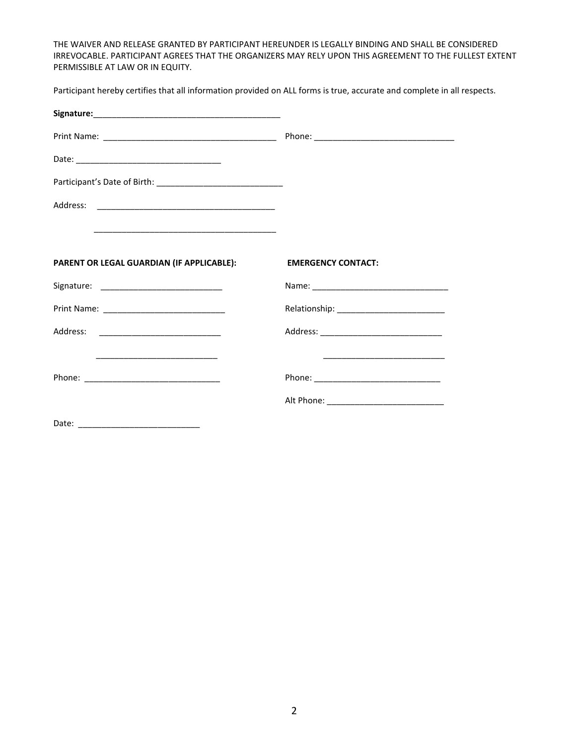THE WAIVER AND RELEASE GRANTED BY PARTICIPANT HEREUNDER IS LEGALLY BINDING AND SHALL BE CONSIDERED IRREVOCABLE. PARTICIPANT AGREES THAT THE ORGANIZERS MAY RELY UPON THIS AGREEMENT TO THE FULLEST EXTENT PERMISSIBLE AT LAW OR IN EQUITY.

Participant hereby certifies that all information provided on ALL forms is true, accurate and complete in all respects.

**Signature:**_________________________________________

Print Name: _____________________________________ Phone: ______________________________

Date: _______________________________

Participant's Date of Birth: ___________________________

Address: _______________________________________

_______________________________________

**PARENT OR LEGAL GUARDIAN (IF APPLICABLE):**

Signature: __________________________

Print Name: __________________________

Address: __________________________

__________________________

Phone: _____________________________

Date: __________________________

**EMERGENCY CONTACT:**

Name: _____________________________

Relationship: _______________________

Address: __________________________

__________________________

Phone: ___________________________

Alt Phone: _________________________